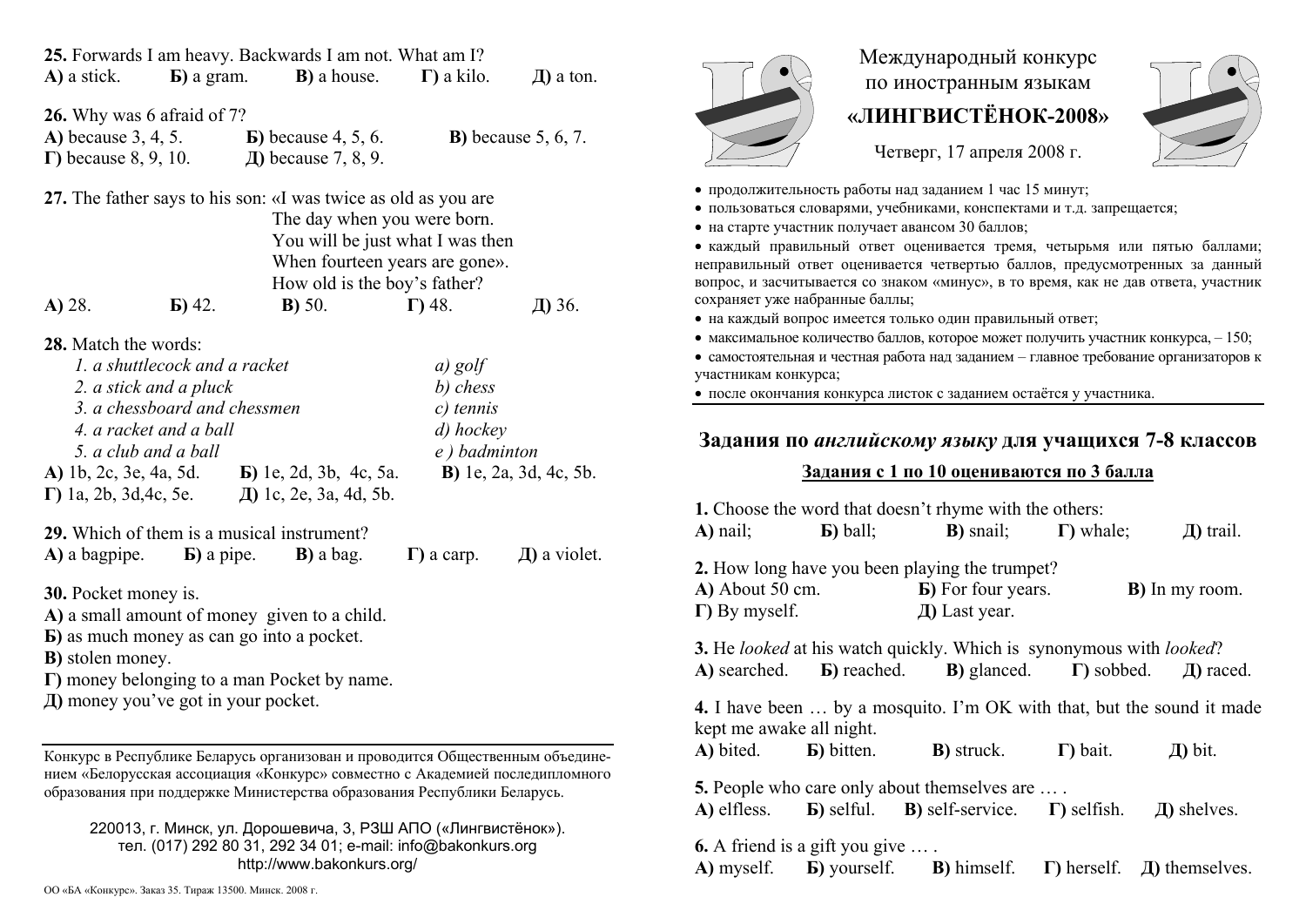**25.** Forwards I am heavy. Backwards I am not. What am I?

**А)** a stick. **Б)** a gram. **В)** a house. **Г)** a kilo. **Д)** a ton.

**26.** Why was 6 afraid of 7?

**А)** because 3, 4, 5. **Б)** because 4, 5, 6. **В)** because 5, 6, 7.
**Г)** because 8, 9, 10. **Д)** because 7, 8, 9.

**27.** The father says to his son: «I was twice as old as you are
The day when you were born.
You will be just what I was then
When fourteen years are gone».
How old is the boy's father?

**А)** 28. **Б)** 42. **В)** 50. **Г)** 48. **Д)** 36.

**28.** Match the words:

| | |
|---|---|
| *1. a shuttlecock and a racket* | *a) golf* |
| *2. a stick and a pluck* | *b) chess* |
| *3. a chessboard and chessmen* | *c) tennis* |
| *4. a racket and a ball* | *d) hockey* |
| *5. a club and a ball* | *e ) badminton* |

**А)** 1b, 2c, 3e, 4a, 5d. **Б)** 1e, 2d, 3b, 4c, 5a. **В)** 1e, 2a, 3d, 4c, 5b.
**Г)** 1a, 2b, 3d,4c, 5e. **Д)** 1c, 2e, 3a, 4d, 5b.

**29.** Which of them is a musical instrument?

**А)** a bagpipe. **Б)** a pipe. **В)** a bag. **Г)** a carp. **Д)** a violet.

**30.** Pocket money is.

**А)** a small amount of money given to a child.
**Б)** as much money as can go into a pocket.
**В)** stolen money.
**Г)** money belonging to a man Pocket by name.
**Д)** money you've got in your pocket.

---

Конкурс в Республике Беларусь организован и проводится Общественным объединением «Белорусская ассоциация «Конкурс» совместно с Академией последипломного образования при поддержке Министерства образования Республики Беларусь.

220013, г. Минск, ул. Дорошевича, 3, РЗШ АПО («Лингвистёнок»).
тел. (017) 292 80 31, 292 34 01; e-mail: info@bakonkurs.org
http://www.bakonkurs.org/

ОО «БА «Конкурс». Заказ 35. Тираж 13500. Минск. 2008 г.

# Международный конкурс по иностранным языкам «ЛИНГВИСТЁНОК-2008»

Четверг, 17 апреля 2008 г.

- продолжительность работы над заданием 1 час 15 минут;
- пользоваться словарями, учебниками, конспектами и т.д. запрещается;
- на старте участник получает авансом 30 баллов;
- каждый правильный ответ оценивается тремя, четырьмя или пятью баллами; неправильный ответ оценивается четвертью баллов, предусмотренных за данный вопрос, и засчитывается со знаком «минус», в то время, как не дав ответа, участник сохраняет уже набранные баллы;
- на каждый вопрос имеется только один правильный ответ;
- максимальное количество баллов, которое может получить участник конкурса, – 150;
- самостоятельная и честная работа над заданием – главное требование организаторов к участникам конкурса;
- после окончания конкурса листок с заданием остаётся у участника.

## Задания по *английскому языку* для учащихся 7-8 классов

**Задания с 1 по 10 оцениваются по 3 балла**

**1.** Choose the word that doesn't rhyme with the others:

**А)** nail; **Б)** ball; **В)** snail; **Г)** whale; **Д)** trail.

**2.** How long have you been playing the trumpet?

**А)** About 50 cm. **Б)** For four years. **В)** In my room.
**Г)** By myself. **Д)** Last year.

**3.** He *looked* at his watch quickly. Which is synonymous with *looked*?

**А)** searched. **Б)** reached. **В)** glanced. **Г)** sobbed. **Д)** raced.

**4.** I have been … by a mosquito. I'm OK with that, but the sound it made kept me awake all night.

**А)** bited. **Б)** bitten. **В)** struck. **Г)** bait. **Д)** bit.

**5.** People who care only about themselves are … .

**А)** elfless. **Б)** selful. **В)** self-service. **Г)** selfish. **Д)** shelves.

**6.** A friend is a gift you give … .

**А)** myself. **Б)** yourself. **В)** himself. **Г)** herself. **Д)** themselves.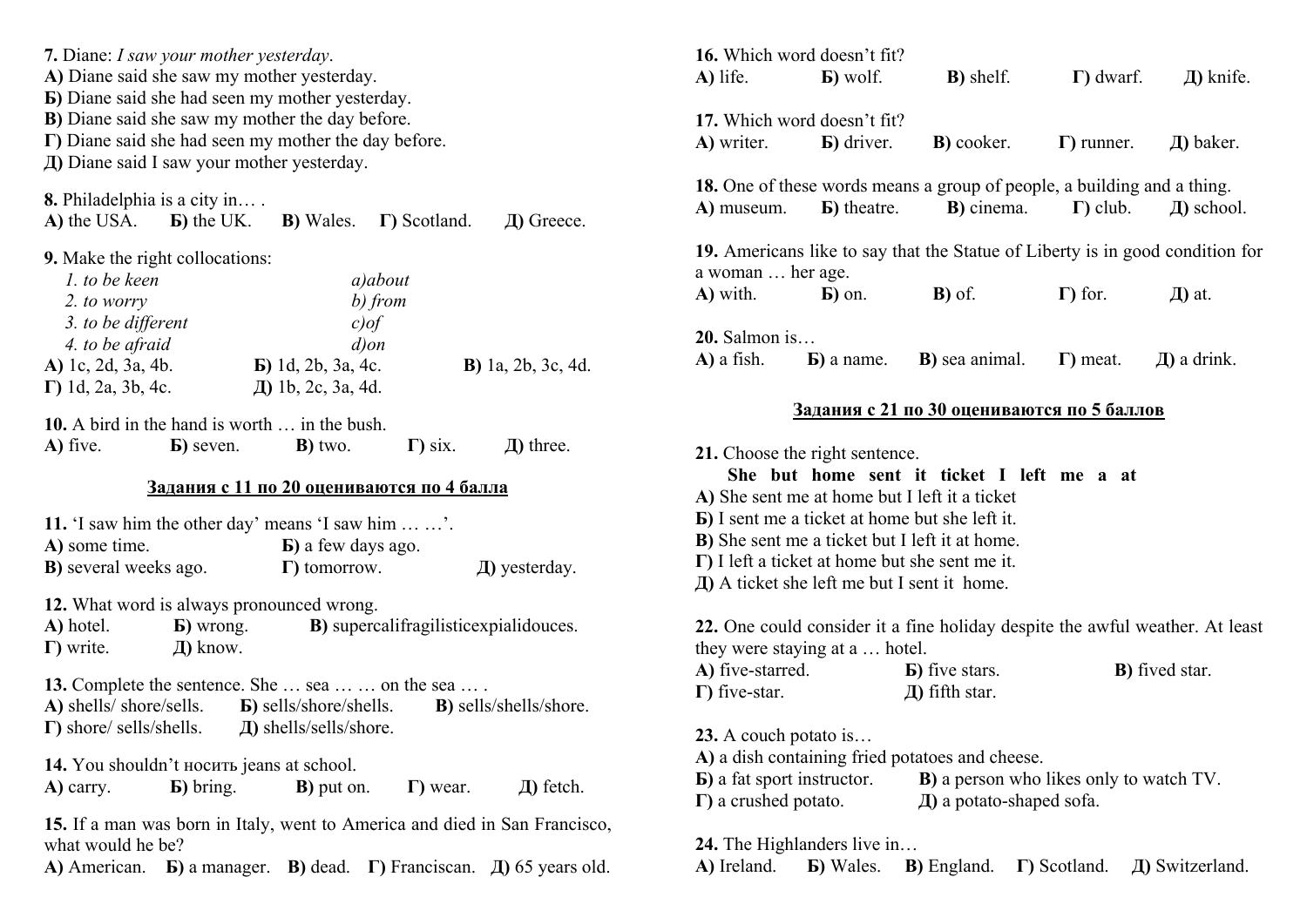**7.** Diane: *I saw your mother yesterday*.
**А)** Diane said she saw my mother yesterday.
**Б)** Diane said she had seen my mother yesterday.
**В)** Diane said she saw my mother the day before.
**Г)** Diane said she had seen my mother the day before.
**Д)** Diane said I saw your mother yesterday.

**8.** Philadelphia is a city in… .
**А)** the USA. **Б)** the UK. **В)** Wales. **Г)** Scotland. **Д)** Greece.

**9.** Make the right collocations:

| | |
|---|---|
| *1. to be keen* | *a)about* |
| *2. to worry* | *b) from* |
| *3. to be different* | *c)of* |
| *4. to be afraid* | *d)on* |

**А)** 1c, 2d, 3a, 4b. **Б)** 1d, 2b, 3a, 4c. **В)** 1a, 2b, 3c, 4d.
**Г)** 1d, 2a, 3b, 4c. **Д)** 1b, 2c, 3a, 4d.

**10.** A bird in the hand is worth … in the bush.
**А)** five. **Б)** seven. **В)** two. **Г)** six. **Д)** three.

## Задания с 11 по 20 оцениваются по 4 балла

**11.** 'I saw him the other day' means 'I saw him … …'.
**А)** some time. **Б)** a few days ago.
**В)** several weeks ago. **Г)** tomorrow. **Д)** yesterday.

**12.** What word is always pronounced wrong.
**А)** hotel. **Б)** wrong. **В)** supercalifragilisticexpialidouces.
**Г)** write. **Д)** know.

**13.** Complete the sentence. She … sea … … on the sea … .
**А)** shells/ shore/sells. **Б)** sells/shore/shells. **В)** sells/shells/shore.
**Г)** shore/ sells/shells. **Д)** shells/sells/shore.

**14.** You shouldn't носить jeans at school.
**А)** carry. **Б)** bring. **В)** put on. **Г)** wear. **Д)** fetch.

**15.** If a man was born in Italy, went to America and died in San Francisco, what would he be?
**А)** American. **Б)** a manager. **В)** dead. **Г)** Franciscan. **Д)** 65 years old.

**16.** Which word doesn't fit?
**А)** life. **Б)** wolf. **В)** shelf. **Г)** dwarf. **Д)** knife.

**17.** Which word doesn't fit?
**А)** writer. **Б)** driver. **В)** cooker. **Г)** runner. **Д)** baker.

**18.** One of these words means a group of people, a building and a thing.
**А)** museum. **Б)** theatre. **В)** cinema. **Г)** club. **Д)** school.

**19.** Americans like to say that the Statue of Liberty is in good condition for a woman … her age.
**А)** with. **Б)** on. **В)** of. **Г)** for. **Д)** at.

**20.** Salmon is…
**А)** a fish. **Б)** a name. **В)** sea animal. **Г)** meat. **Д)** a drink.

## Задания с 21 по 30 оцениваются по 5 баллов

**21.** Choose the right sentence.
**She but home sent it ticket I left me a at**
**А)** She sent me at home but I left it a ticket
**Б)** I sent me a ticket at home but she left it.
**В)** She sent me a ticket but I left it at home.
**Г)** I left a ticket at home but she sent me it.
**Д)** A ticket she left me but I sent it home.

**22.** One could consider it a fine holiday despite the awful weather. At least they were staying at a … hotel.
**А)** five-starred. **Б)** five stars. **В)** fived star.
**Г)** five-star. **Д)** fifth star.

**23.** A couch potato is…
**А)** a dish containing fried potatoes and cheese.
**Б)** a fat sport instructor. **В)** a person who likes only to watch TV.
**Г)** a crushed potato. **Д)** a potato-shaped sofa.

**24.** The Highlanders live in…
**А)** Ireland. **Б)** Wales. **В)** England. **Г)** Scotland. **Д)** Switzerland.